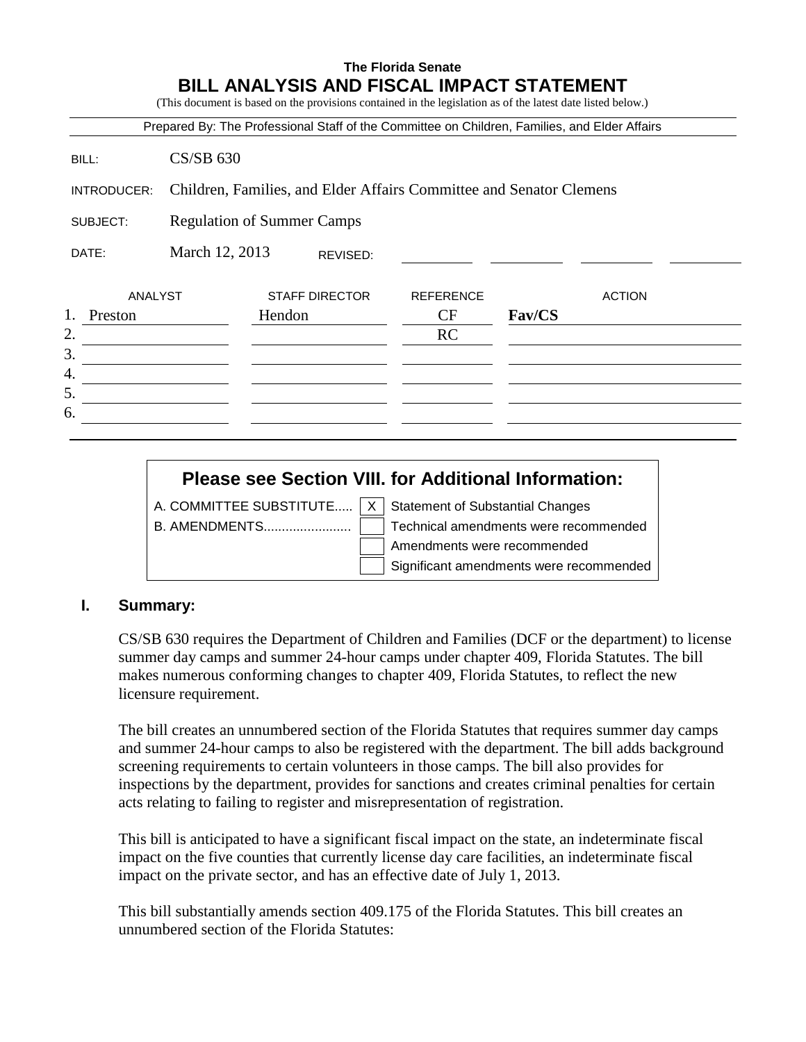**The Florida Senate**

# BILL ANALYSIS AND FISCAL IMPACT STATEMENT

(This document is based on the provisions contained in the legislation as of the latest date listed below.)

Prepared By: The Professional Staff of the Committee on Children, Families, and Elder Affairs

BILL: CS/SB 630

INTRODUCER: Children, Families, and Elder Affairs Committee and Senator Clemens

SUBJECT: Regulation of Summer Camps

DATE: March 12, 2013 REVISED:

| | ANALYST | STAFF DIRECTOR | REFERENCE | ACTION |
|---|---|---|---|---|
| 1. | Preston | Hendon | CF | **Fav/CS** |
| 2. | | | RC | |
| 3. | | | | |
| 4. | | | | |
| 5. | | | | |
| 6. | | | | |

## Please see Section VIII. for Additional Information:

| | | |
|---|---|---|
| A. COMMITTEE SUBSTITUTE..... | X | Statement of Substantial Changes |
| B. AMENDMENTS........................ | | Technical amendments were recommended |
| | | Amendments were recommended |
| | | Significant amendments were recommended |

## I. Summary:

CS/SB 630 requires the Department of Children and Families (DCF or the department) to license summer day camps and summer 24-hour camps under chapter 409, Florida Statutes. The bill makes numerous conforming changes to chapter 409, Florida Statutes, to reflect the new licensure requirement.

The bill creates an unnumbered section of the Florida Statutes that requires summer day camps and summer 24-hour camps to also be registered with the department. The bill adds background screening requirements to certain volunteers in those camps. The bill also provides for inspections by the department, provides for sanctions and creates criminal penalties for certain acts relating to failing to register and misrepresentation of registration.

This bill is anticipated to have a significant fiscal impact on the state, an indeterminate fiscal impact on the five counties that currently license day care facilities, an indeterminate fiscal impact on the private sector, and has an effective date of July 1, 2013.

This bill substantially amends section 409.175 of the Florida Statutes. This bill creates an unnumbered section of the Florida Statutes: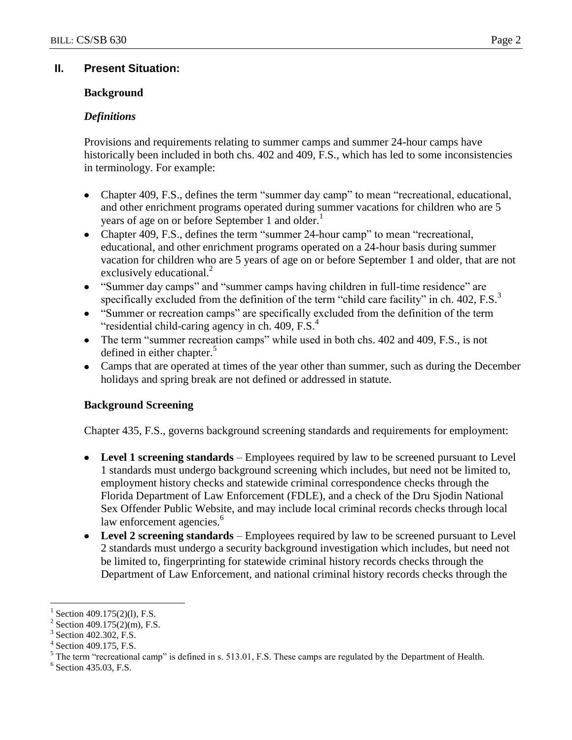## II. Present Situation:

### Background

#### *Definitions*

Provisions and requirements relating to summer camps and summer 24-hour camps have historically been included in both chs. 402 and 409, F.S., which has led to some inconsistencies in terminology. For example:

- Chapter 409, F.S., defines the term "summer day camp" to mean "recreational, educational, and other enrichment programs operated during summer vacations for children who are 5 years of age on or before September 1 and older.[1]
- Chapter 409, F.S., defines the term "summer 24-hour camp" to mean "recreational, educational, and other enrichment programs operated on a 24-hour basis during summer vacation for children who are 5 years of age on or before September 1 and older, that are not exclusively educational.[2]
- "Summer day camps" and "summer camps having children in full-time residence" are specifically excluded from the definition of the term "child care facility" in ch. 402, F.S.[3]
- "Summer or recreation camps" are specifically excluded from the definition of the term "residential child-caring agency in ch. 409, F.S.[4]
- The term "summer recreation camps" while used in both chs. 402 and 409, F.S., is not defined in either chapter.[5]
- Camps that are operated at times of the year other than summer, such as during the December holidays and spring break are not defined or addressed in statute.

### Background Screening

Chapter 435, F.S., governs background screening standards and requirements for employment:

- **Level 1 screening standards** – Employees required by law to be screened pursuant to Level 1 standards must undergo background screening which includes, but need not be limited to, employment history checks and statewide criminal correspondence checks through the Florida Department of Law Enforcement (FDLE), and a check of the Dru Sjodin National Sex Offender Public Website, and may include local criminal records checks through local law enforcement agencies.[6]
- **Level 2 screening standards** – Employees required by law to be screened pursuant to Level 2 standards must undergo a security background investigation which includes, but need not be limited to, fingerprinting for statewide criminal history records checks through the Department of Law Enforcement, and national criminal history records checks through the

---

[1] Section 409.175(2)(l), F.S.

[2] Section 409.175(2)(m), F.S.

[3] Section 402.302, F.S.

[4] Section 409.175, F.S.

[5] The term "recreational camp" is defined in s. 513.01, F.S. These camps are regulated by the Department of Health.

[6] Section 435.03, F.S.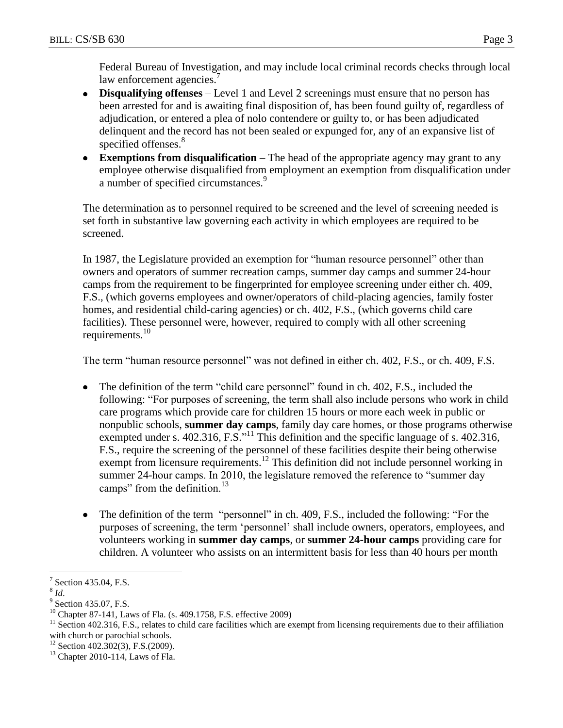Federal Bureau of Investigation, and may include local criminal records checks through local law enforcement agencies.[7]

- **Disqualifying offenses** – Level 1 and Level 2 screenings must ensure that no person has been arrested for and is awaiting final disposition of, has been found guilty of, regardless of adjudication, or entered a plea of nolo contendere or guilty to, or has been adjudicated delinquent and the record has not been sealed or expunged for, any of an expansive list of specified offenses.[8]
- **Exemptions from disqualification** – The head of the appropriate agency may grant to any employee otherwise disqualified from employment an exemption from disqualification under a number of specified circumstances.[9]

The determination as to personnel required to be screened and the level of screening needed is set forth in substantive law governing each activity in which employees are required to be screened.

In 1987, the Legislature provided an exemption for "human resource personnel" other than owners and operators of summer recreation camps, summer day camps and summer 24-hour camps from the requirement to be fingerprinted for employee screening under either ch. 409, F.S., (which governs employees and owner/operators of child-placing agencies, family foster homes, and residential child-caring agencies) or ch. 402, F.S., (which governs child care facilities). These personnel were, however, required to comply with all other screening requirements.[10]

The term "human resource personnel" was not defined in either ch. 402, F.S., or ch. 409, F.S.

- The definition of the term "child care personnel" found in ch. 402, F.S., included the following: "For purposes of screening, the term shall also include persons who work in child care programs which provide care for children 15 hours or more each week in public or nonpublic schools, **summer day camps**, family day care homes, or those programs otherwise exempted under s. 402.316, F.S."[11] This definition and the specific language of s. 402.316, F.S., require the screening of the personnel of these facilities despite their being otherwise exempt from licensure requirements.[12] This definition did not include personnel working in summer 24-hour camps. In 2010, the legislature removed the reference to "summer day camps" from the definition.[13]

- The definition of the term "personnel" in ch. 409, F.S., included the following: "For the purposes of screening, the term 'personnel' shall include owners, operators, employees, and volunteers working in **summer day camps**, or **summer 24-hour camps** providing care for children. A volunteer who assists on an intermittent basis for less than 40 hours per month

---

[7] Section 435.04, F.S.

[8] *Id*.

[9] Section 435.07, F.S.

[10] Chapter 87-141, Laws of Fla. (s. 409.1758, F.S. effective 2009)

[11] Section 402.316, F.S., relates to child care facilities which are exempt from licensing requirements due to their affiliation with church or parochial schools.

[12] Section 402.302(3), F.S.(2009).

[13] Chapter 2010-114, Laws of Fla.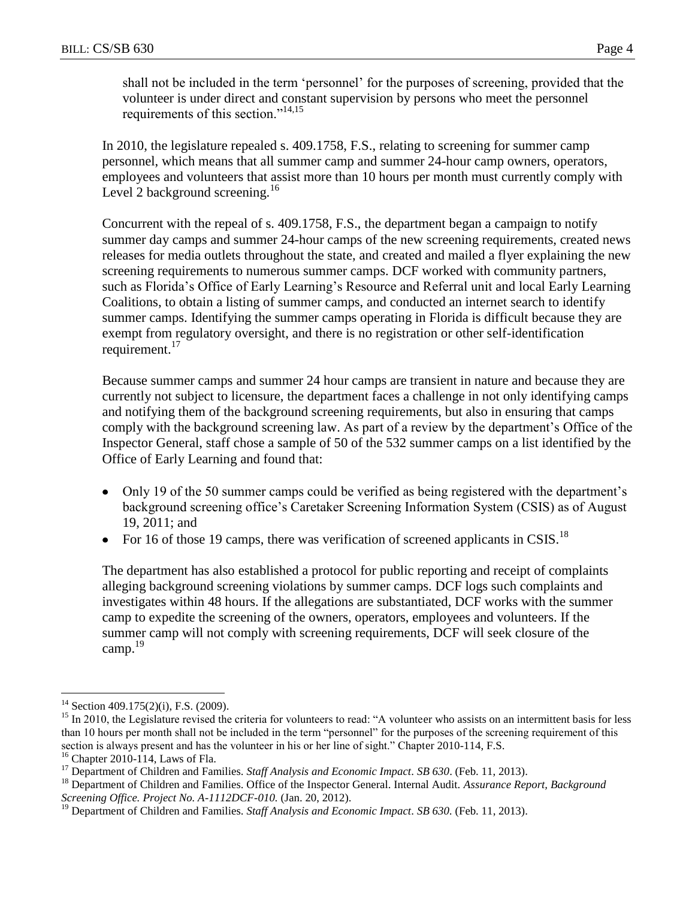shall not be included in the term 'personnel' for the purposes of screening, provided that the volunteer is under direct and constant supervision by persons who meet the personnel requirements of this section."[14,15]

In 2010, the legislature repealed s. 409.1758, F.S., relating to screening for summer camp personnel, which means that all summer camp and summer 24-hour camp owners, operators, employees and volunteers that assist more than 10 hours per month must currently comply with Level 2 background screening.[16]

Concurrent with the repeal of s. 409.1758, F.S., the department began a campaign to notify summer day camps and summer 24-hour camps of the new screening requirements, created news releases for media outlets throughout the state, and created and mailed a flyer explaining the new screening requirements to numerous summer camps. DCF worked with community partners, such as Florida's Office of Early Learning's Resource and Referral unit and local Early Learning Coalitions, to obtain a listing of summer camps, and conducted an internet search to identify summer camps. Identifying the summer camps operating in Florida is difficult because they are exempt from regulatory oversight, and there is no registration or other self-identification requirement.[17]

Because summer camps and summer 24 hour camps are transient in nature and because they are currently not subject to licensure, the department faces a challenge in not only identifying camps and notifying them of the background screening requirements, but also in ensuring that camps comply with the background screening law. As part of a review by the department's Office of the Inspector General, staff chose a sample of 50 of the 532 summer camps on a list identified by the Office of Early Learning and found that:

- Only 19 of the 50 summer camps could be verified as being registered with the department's background screening office's Caretaker Screening Information System (CSIS) as of August 19, 2011; and
- For 16 of those 19 camps, there was verification of screened applicants in CSIS.[18]

The department has also established a protocol for public reporting and receipt of complaints alleging background screening violations by summer camps. DCF logs such complaints and investigates within 48 hours. If the allegations are substantiated, DCF works with the summer camp to expedite the screening of the owners, operators, employees and volunteers. If the summer camp will not comply with screening requirements, DCF will seek closure of the camp.[19]

---

[14] Section 409.175(2)(i), F.S. (2009).

[15] In 2010, the Legislature revised the criteria for volunteers to read: "A volunteer who assists on an intermittent basis for less than 10 hours per month shall not be included in the term "personnel" for the purposes of the screening requirement of this section is always present and has the volunteer in his or her line of sight." Chapter 2010-114, F.S.

[16] Chapter 2010-114, Laws of Fla.

[17] Department of Children and Families. *Staff Analysis and Economic Impact*. *SB 630*. (Feb. 11, 2013).

[18] Department of Children and Families. Office of the Inspector General. Internal Audit. *Assurance Report, Background Screening Office. Project No. A-1112DCF-010.* (Jan. 20, 2012).

[19] Department of Children and Families. *Staff Analysis and Economic Impact*. *SB 630*. (Feb. 11, 2013).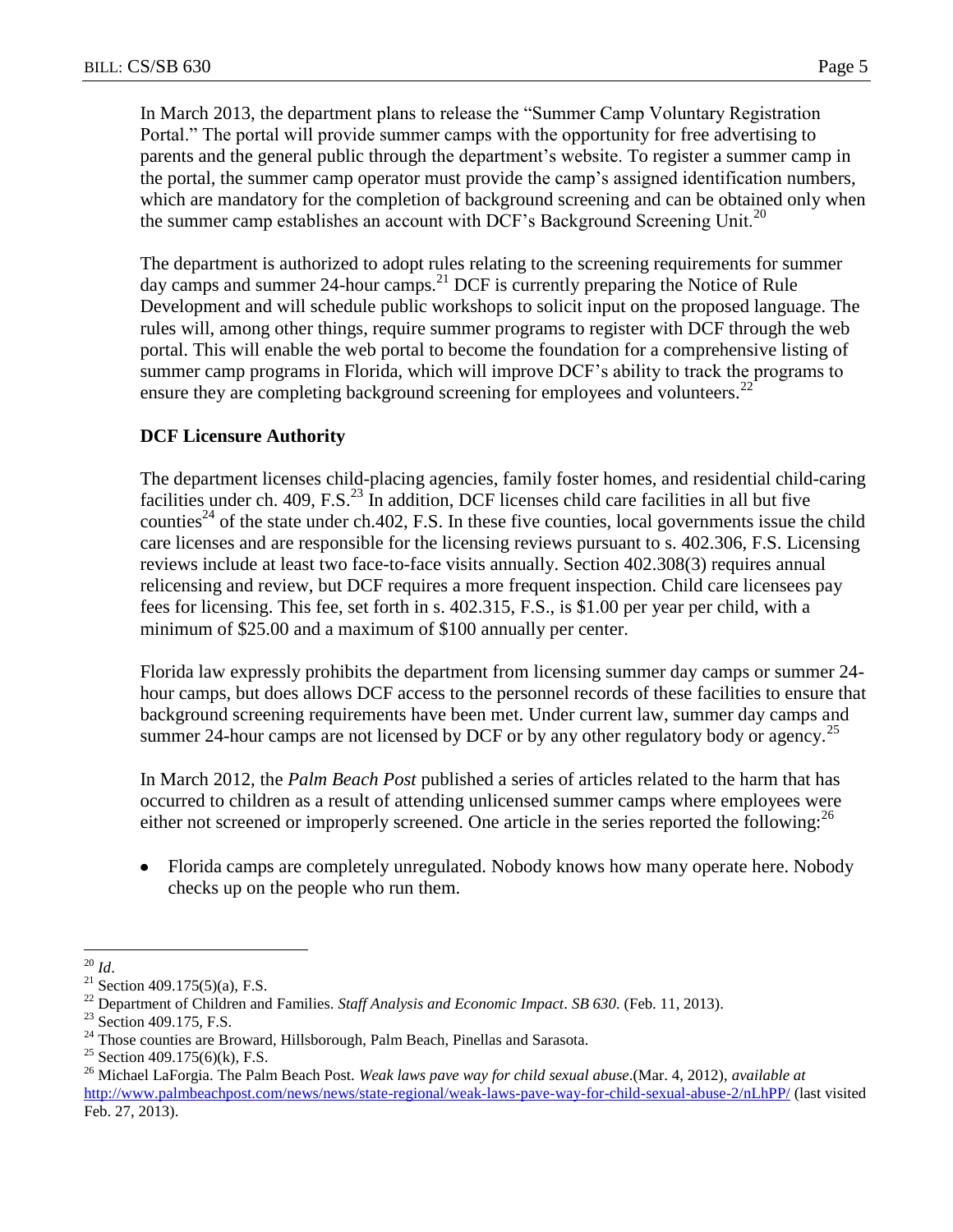In March 2013, the department plans to release the "Summer Camp Voluntary Registration Portal." The portal will provide summer camps with the opportunity for free advertising to parents and the general public through the department's website. To register a summer camp in the portal, the summer camp operator must provide the camp's assigned identification numbers, which are mandatory for the completion of background screening and can be obtained only when the summer camp establishes an account with DCF's Background Screening Unit.[20]

The department is authorized to adopt rules relating to the screening requirements for summer day camps and summer 24-hour camps.[21] DCF is currently preparing the Notice of Rule Development and will schedule public workshops to solicit input on the proposed language. The rules will, among other things, require summer programs to register with DCF through the web portal. This will enable the web portal to become the foundation for a comprehensive listing of summer camp programs in Florida, which will improve DCF's ability to track the programs to ensure they are completing background screening for employees and volunteers.[22]

**DCF Licensure Authority**

The department licenses child-placing agencies, family foster homes, and residential child-caring facilities under ch. 409, F.S.[23] In addition, DCF licenses child care facilities in all but five counties[24] of the state under ch.402, F.S. In these five counties, local governments issue the child care licenses and are responsible for the licensing reviews pursuant to s. 402.306, F.S. Licensing reviews include at least two face-to-face visits annually. Section 402.308(3) requires annual relicensing and review, but DCF requires a more frequent inspection. Child care licensees pay fees for licensing. This fee, set forth in s. 402.315, F.S., is $1.00 per year per child, with a minimum of $25.00 and a maximum of $100 annually per center.

Florida law expressly prohibits the department from licensing summer day camps or summer 24-hour camps, but does allow DCF access to the personnel records of these facilities to ensure that background screening requirements have been met. Under current law, summer day camps and summer 24-hour camps are not licensed by DCF or by any other regulatory body or agency.[25]

In March 2012, the *Palm Beach Post* published a series of articles related to the harm that has occurred to children as a result of attending unlicensed summer camps where employees were either not screened or improperly screened. One article in the series reported the following:[26]

- Florida camps are completely unregulated. Nobody knows how many operate here. Nobody checks up on the people who run them.

---

[20] *Id*.

[21] Section 409.175(5)(a), F.S.

[22] Department of Children and Families. *Staff Analysis and Economic Impact*. *SB 630*. (Feb. 11, 2013).

[23] Section 409.175, F.S.

[24] Those counties are Broward, Hillsborough, Palm Beach, Pinellas and Sarasota.

[25] Section 409.175(6)(k), F.S.

[26] Michael LaForgia. The Palm Beach Post. *Weak laws pave way for child sexual abuse*.(Mar. 4, 2012), *available at* http://www.palmbeachpost.com/news/news/state-regional/weak-laws-pave-way-for-child-sexual-abuse-2/nLhPP/ (last visited Feb. 27, 2013).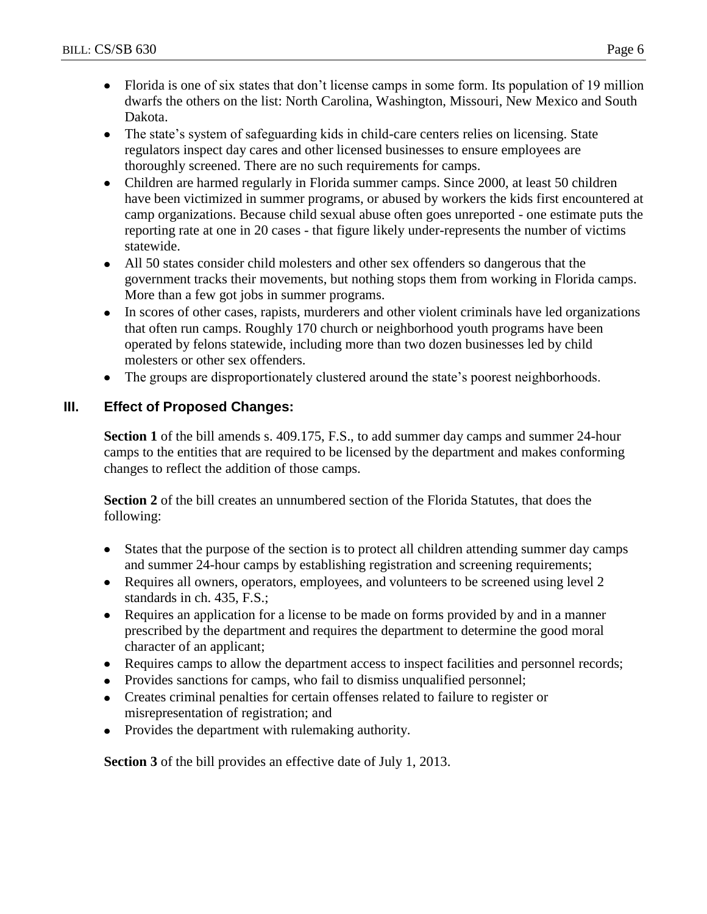- Florida is one of six states that don't license camps in some form. Its population of 19 million dwarfs the others on the list: North Carolina, Washington, Missouri, New Mexico and South Dakota.
- The state's system of safeguarding kids in child-care centers relies on licensing. State regulators inspect day cares and other licensed businesses to ensure employees are thoroughly screened. There are no such requirements for camps.
- Children are harmed regularly in Florida summer camps. Since 2000, at least 50 children have been victimized in summer programs, or abused by workers the kids first encountered at camp organizations. Because child sexual abuse often goes unreported - one estimate puts the reporting rate at one in 20 cases - that figure likely under-represents the number of victims statewide.
- All 50 states consider child molesters and other sex offenders so dangerous that the government tracks their movements, but nothing stops them from working in Florida camps. More than a few got jobs in summer programs.
- In scores of other cases, rapists, murderers and other violent criminals have led organizations that often run camps. Roughly 170 church or neighborhood youth programs have been operated by felons statewide, including more than two dozen businesses led by child molesters or other sex offenders.
- The groups are disproportionately clustered around the state's poorest neighborhoods.

## III. Effect of Proposed Changes:

**Section 1** of the bill amends s. 409.175, F.S., to add summer day camps and summer 24-hour camps to the entities that are required to be licensed by the department and makes conforming changes to reflect the addition of those camps.

**Section 2** of the bill creates an unnumbered section of the Florida Statutes, that does the following:

- States that the purpose of the section is to protect all children attending summer day camps and summer 24-hour camps by establishing registration and screening requirements;
- Requires all owners, operators, employees, and volunteers to be screened using level 2 standards in ch. 435, F.S.;
- Requires an application for a license to be made on forms provided by and in a manner prescribed by the department and requires the department to determine the good moral character of an applicant;
- Requires camps to allow the department access to inspect facilities and personnel records;
- Provides sanctions for camps, who fail to dismiss unqualified personnel;
- Creates criminal penalties for certain offenses related to failure to register or misrepresentation of registration; and
- Provides the department with rulemaking authority.

**Section 3** of the bill provides an effective date of July 1, 2013.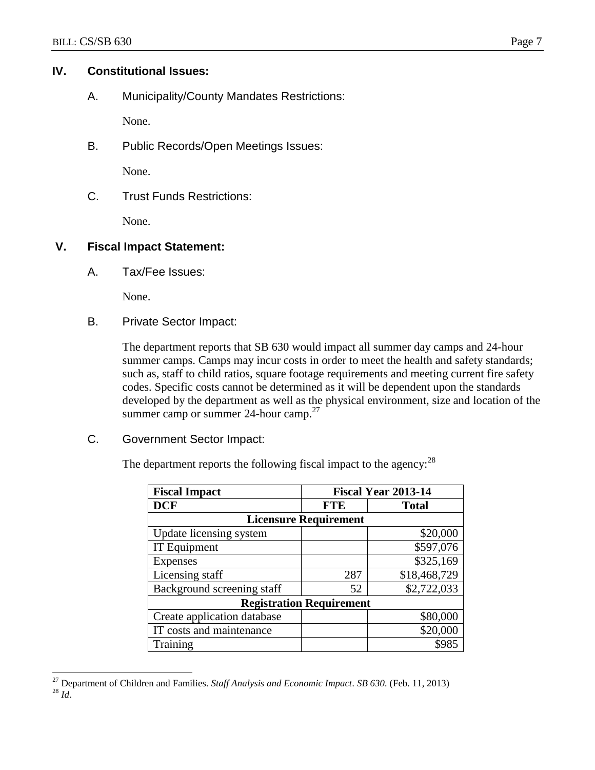## IV. Constitutional Issues:

### A. Municipality/County Mandates Restrictions:

None.

### B. Public Records/Open Meetings Issues:

None.

### C. Trust Funds Restrictions:

None.

## V. Fiscal Impact Statement:

### A. Tax/Fee Issues:

None.

### B. Private Sector Impact:

The department reports that SB 630 would impact all summer day camps and 24-hour summer camps. Camps may incur costs in order to meet the health and safety standards; such as, staff to child ratios, square footage requirements and meeting current fire safety codes. Specific costs cannot be determined as it will be dependent upon the standards developed by the department as well as the physical environment, size and location of the summer camp or summer 24-hour camp.[27]

### C. Government Sector Impact:

The department reports the following fiscal impact to the agency:[28]

| **Fiscal Impact** | **Fiscal Year 2013-14** | |
|---|---|---|
| **DCF** | **FTE** | **Total** |
| **Licensure Requirement** | | |
| Update licensing system | | $20,000 |
| IT Equipment | | $597,076 |
| Expenses | | $325,169 |
| Licensing staff | 287 | $18,468,729 |
| Background screening staff | 52 | $2,722,033 |
| **Registration Requirement** | | |
| Create application database | | $80,000 |
| IT costs and maintenance | | $20,000 |
| Training | | $985 |

[27] Department of Children and Families. *Staff Analysis and Economic Impact*. *SB 630*. (Feb. 11, 2013)
[28] *Id*.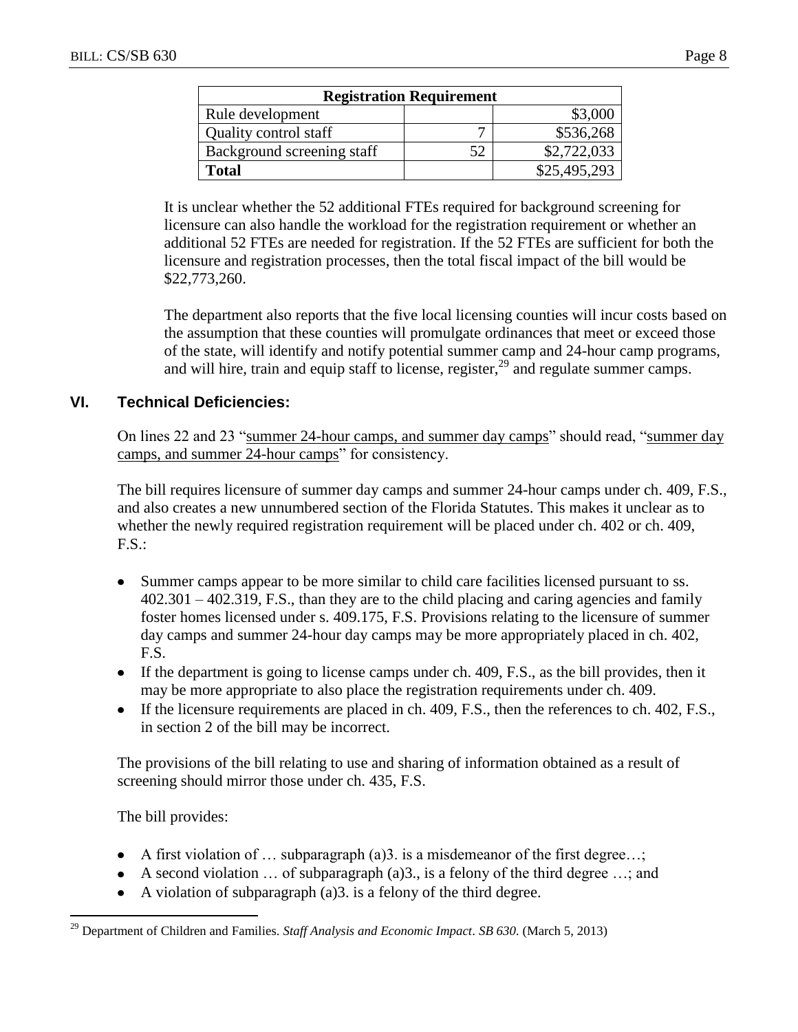| Registration Requirement | | |
| --- | --- | --- |
| Rule development | | $3,000 |
| Quality control staff | 7 | $536,268 |
| Background screening staff | 52 | $2,722,033 |
| **Total** | | $25,495,293 |

It is unclear whether the 52 additional FTEs required for background screening for licensure can also handle the workload for the registration requirement or whether an additional 52 FTEs are needed for registration. If the 52 FTEs are sufficient for both the licensure and registration processes, then the total fiscal impact of the bill would be $22,773,260.

The department also reports that the five local licensing counties will incur costs based on the assumption that these counties will promulgate ordinances that meet or exceed those of the state, will identify and notify potential summer camp and 24-hour camp programs, and will hire, train and equip staff to license, register,[29] and regulate summer camps.

## VI. Technical Deficiencies:

On lines 22 and 23 "summer 24-hour camps, and summer day camps" should read, "summer day camps, and summer 24-hour camps" for consistency.

The bill requires licensure of summer day camps and summer 24-hour camps under ch. 409, F.S., and also creates a new unnumbered section of the Florida Statutes. This makes it unclear as to whether the newly required registration requirement will be placed under ch. 402 or ch. 409, F.S.:

- Summer camps appear to be more similar to child care facilities licensed pursuant to ss. 402.301 – 402.319, F.S., than they are to the child placing and caring agencies and family foster homes licensed under s. 409.175, F.S. Provisions relating to the licensure of summer day camps and summer 24-hour day camps may be more appropriately placed in ch. 402, F.S.
- If the department is going to license camps under ch. 409, F.S., as the bill provides, then it may be more appropriate to also place the registration requirements under ch. 409.
- If the licensure requirements are placed in ch. 409, F.S., then the references to ch. 402, F.S., in section 2 of the bill may be incorrect.

The provisions of the bill relating to use and sharing of information obtained as a result of screening should mirror those under ch. 435, F.S.

The bill provides:

- A first violation of … subparagraph (a)3. is a misdemeanor of the first degree…;
- A second violation … of subparagraph (a)3., is a felony of the third degree …; and
- A violation of subparagraph (a)3. is a felony of the third degree.

[29] Department of Children and Families. *Staff Analysis and Economic Impact. SB 630*. (March 5, 2013)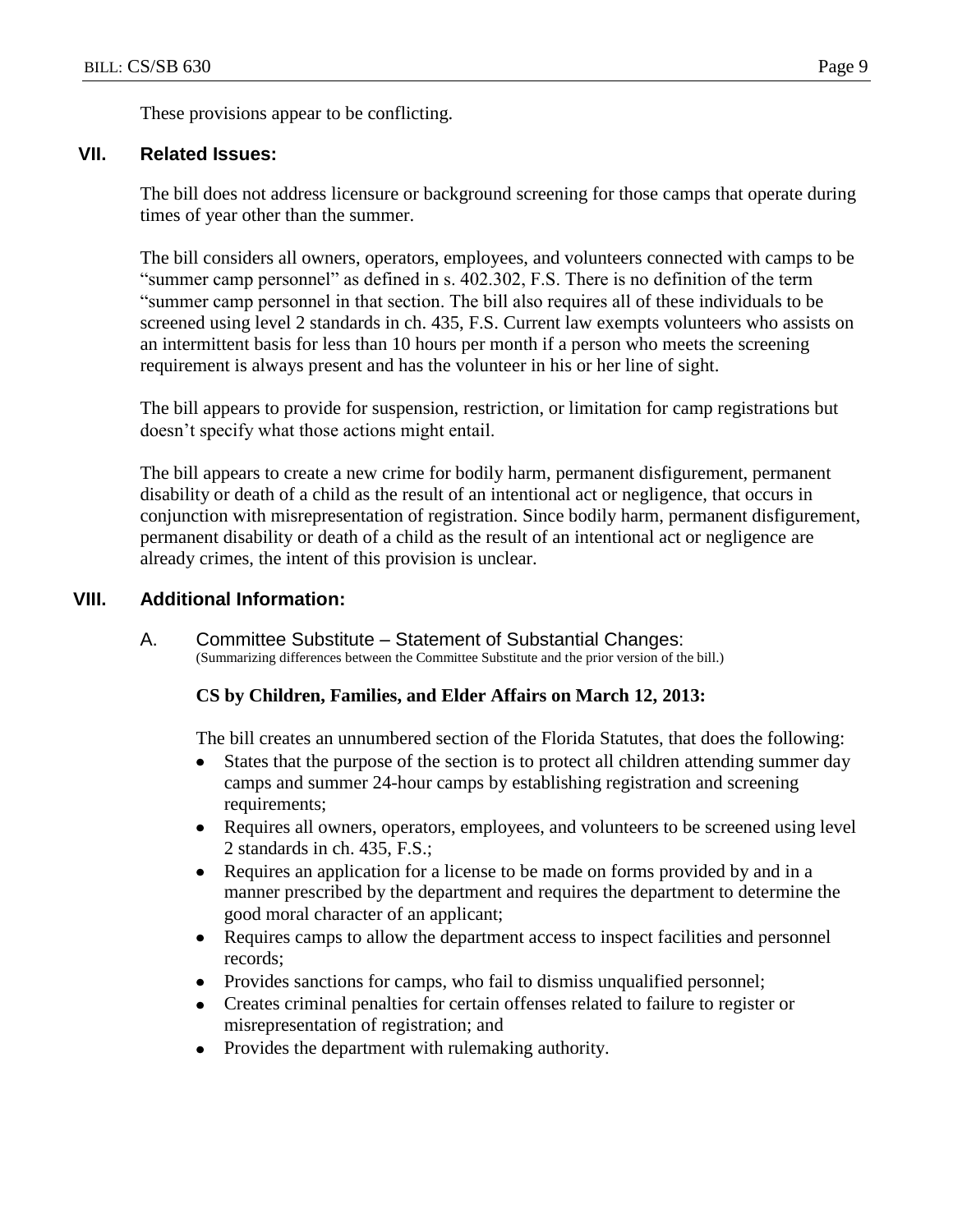These provisions appear to be conflicting.

## VII. Related Issues:

The bill does not address licensure or background screening for those camps that operate during times of year other than the summer.

The bill considers all owners, operators, employees, and volunteers connected with camps to be "summer camp personnel" as defined in s. 402.302, F.S. There is no definition of the term "summer camp personnel in that section. The bill also requires all of these individuals to be screened using level 2 standards in ch. 435, F.S. Current law exempts volunteers who assists on an intermittent basis for less than 10 hours per month if a person who meets the screening requirement is always present and has the volunteer in his or her line of sight.

The bill appears to provide for suspension, restriction, or limitation for camp registrations but doesn't specify what those actions might entail.

The bill appears to create a new crime for bodily harm, permanent disfigurement, permanent disability or death of a child as the result of an intentional act or negligence, that occurs in conjunction with misrepresentation of registration. Since bodily harm, permanent disfigurement, permanent disability or death of a child as the result of an intentional act or negligence are already crimes, the intent of this provision is unclear.

## VIII. Additional Information:

### A. Committee Substitute – Statement of Substantial Changes:

(Summarizing differences between the Committee Substitute and the prior version of the bill.)

**CS by Children, Families, and Elder Affairs on March 12, 2013:**

The bill creates an unnumbered section of the Florida Statutes, that does the following:

- States that the purpose of the section is to protect all children attending summer day camps and summer 24-hour camps by establishing registration and screening requirements;
- Requires all owners, operators, employees, and volunteers to be screened using level 2 standards in ch. 435, F.S.;
- Requires an application for a license to be made on forms provided by and in a manner prescribed by the department and requires the department to determine the good moral character of an applicant;
- Requires camps to allow the department access to inspect facilities and personnel records;
- Provides sanctions for camps, who fail to dismiss unqualified personnel;
- Creates criminal penalties for certain offenses related to failure to register or misrepresentation of registration; and
- Provides the department with rulemaking authority.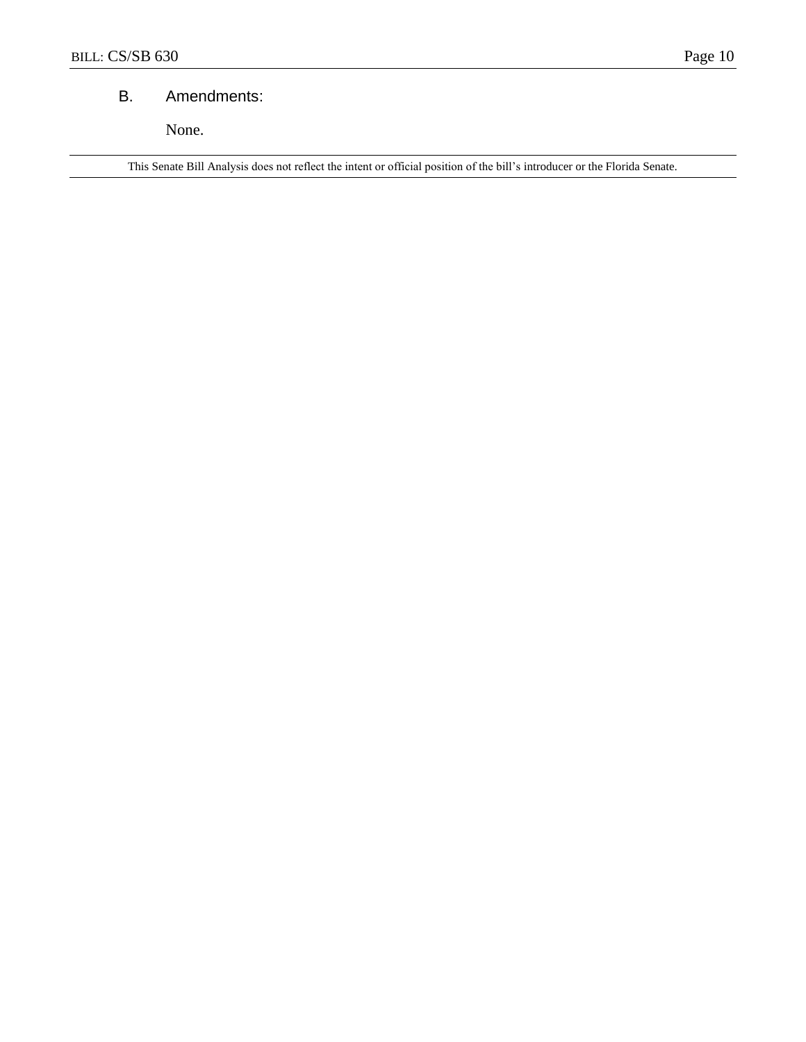## B. Amendments:

None.

---

This Senate Bill Analysis does not reflect the intent or official position of the bill's introducer or the Florida Senate.